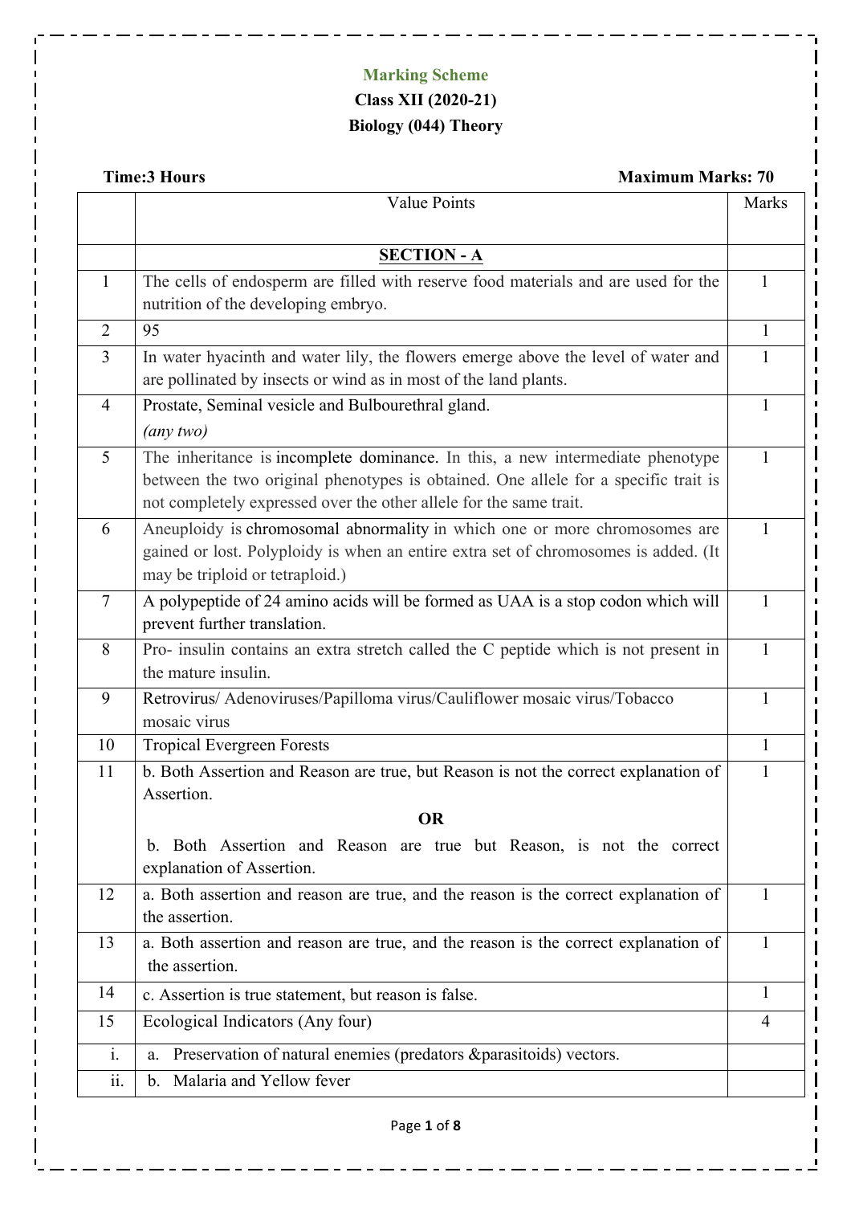**Marking Scheme**

**Class XII (2020-21)**

**Biology (044) Theory**

**Time:3 Hours** | **Maximum Marks: 70**

| | Value Points | Marks |
|---|---|---|
| | **SECTION - A** | |
| 1 | The cells of endosperm are filled with reserve food materials and are used for the nutrition of the developing embryo. | 1 |
| 2 | 95 | 1 |
| 3 | In water hyacinth and water lily, the flowers emerge above the level of water and are pollinated by insects or wind as in most of the land plants. | 1 |
| 4 | Prostate, Seminal vesicle and Bulbourethral gland. *(any two)* | 1 |
| 5 | The inheritance is incomplete dominance. In this, a new intermediate phenotype between the two original phenotypes is obtained. One allele for a specific trait is not completely expressed over the other allele for the same trait. | 1 |
| 6 | Aneuploidy is chromosomal abnormality in which one or more chromosomes are gained or lost. Polyploidy is when an entire extra set of chromosomes is added. (It may be triploid or tetraploid.) | 1 |
| 7 | A polypeptide of 24 amino acids will be formed as UAA is a stop codon which will prevent further translation. | 1 |
| 8 | Pro- insulin contains an extra stretch called the C peptide which is not present in the mature insulin. | 1 |
| 9 | Retrovirus/ Adenoviruses/Papilloma virus/Cauliflower mosaic virus/Tobacco mosaic virus | 1 |
| 10 | Tropical Evergreen Forests | 1 |
| 11 | b. Both Assertion and Reason are true, but Reason is not the correct explanation of Assertion. **OR** b. Both Assertion and Reason are true but Reason, is not the correct explanation of Assertion. | 1 |
| 12 | a. Both assertion and reason are true, and the reason is the correct explanation of the assertion. | 1 |
| 13 | a. Both assertion and reason are true, and the reason is the correct explanation of the assertion. | 1 |
| 14 | c. Assertion is true statement, but reason is false. | 1 |
| 15 | Ecological Indicators (Any four) | 4 |
| i. | a. Preservation of natural enemies (predators &parasitoids) vectors. | |
| ii. | b. Malaria and Yellow fever | |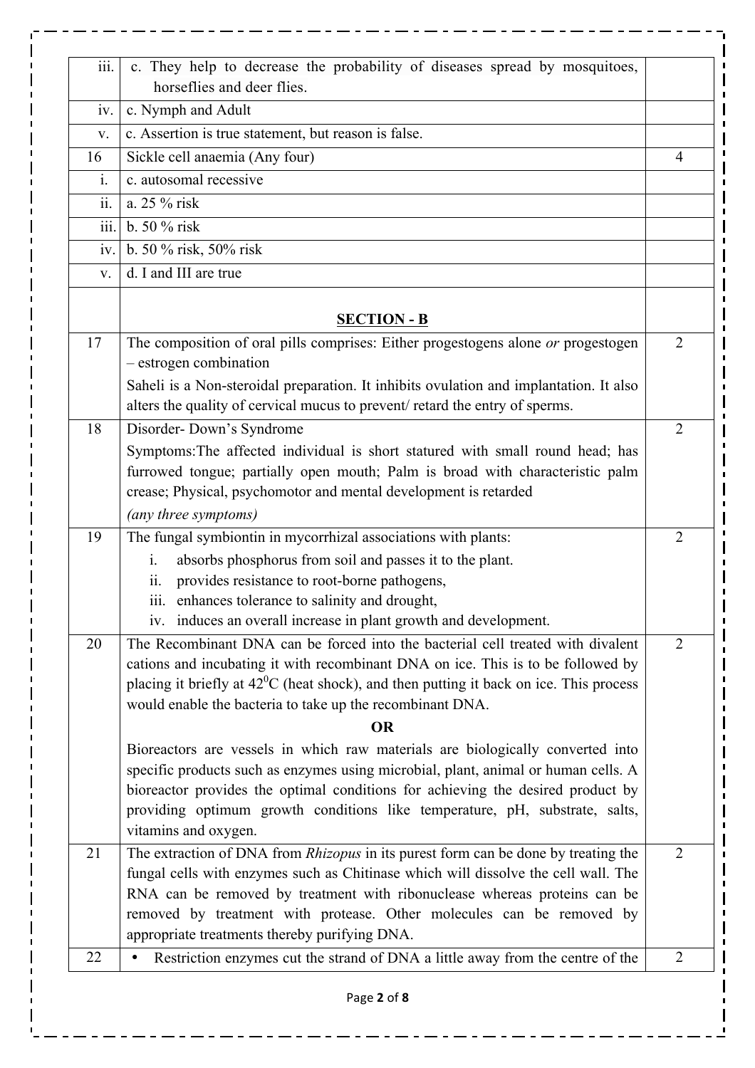| | | |
|---|---|---|
| iii. | c. They help to decrease the probability of diseases spread by mosquitoes, horseflies and deer flies. | |
| iv. | c. Nymph and Adult | |
| v. | c. Assertion is true statement, but reason is false. | |
| 16 | Sickle cell anaemia (Any four) | 4 |
| i. | c. autosomal recessive | |
| ii. | a. 25 % risk | |
| iii. | b. 50 % risk | |
| iv. | b. 50 % risk, 50% risk | |
| v. | d. I and III are true | |
| | **SECTION - B** | |
| 17 | The composition of oral pills comprises: Either progestogens alone *or* progestogen – estrogen combination<br>Saheli is a Non-steroidal preparation. It inhibits ovulation and implantation. It also alters the quality of cervical mucus to prevent/ retard the entry of sperms. | 2 |
| 18 | Disorder- Down's Syndrome<br>Symptoms:The affected individual is short statured with small round head; has furrowed tongue; partially open mouth; Palm is broad with characteristic palm crease; Physical, psychomotor and mental development is retarded<br>*(any three symptoms)* | 2 |
| 19 | The fungal symbiontin in mycorrhizal associations with plants:<br>i. absorbs phosphorus from soil and passes it to the plant.<br>ii. provides resistance to root-borne pathogens,<br>iii. enhances tolerance to salinity and drought,<br>iv. induces an overall increase in plant growth and development. | 2 |
| 20 | The Recombinant DNA can be forced into the bacterial cell treated with divalent cations and incubating it with recombinant DNA on ice. This is to be followed by placing it briefly at $42^0$C (heat shock), and then putting it back on ice. This process would enable the bacteria to take up the recombinant DNA.<br>**OR**<br>Bioreactors are vessels in which raw materials are biologically converted into specific products such as enzymes using microbial, plant, animal or human cells. A bioreactor provides the optimal conditions for achieving the desired product by providing optimum growth conditions like temperature, pH, substrate, salts, vitamins and oxygen. | 2 |
| 21 | The extraction of DNA from *Rhizopus* in its purest form can be done by treating the fungal cells with enzymes such as Chitinase which will dissolve the cell wall. The RNA can be removed by treatment with ribonuclease whereas proteins can be removed by treatment with protease. Other molecules can be removed by appropriate treatments thereby purifying DNA. | 2 |
| 22 | • Restriction enzymes cut the strand of DNA a little away from the centre of the | 2 |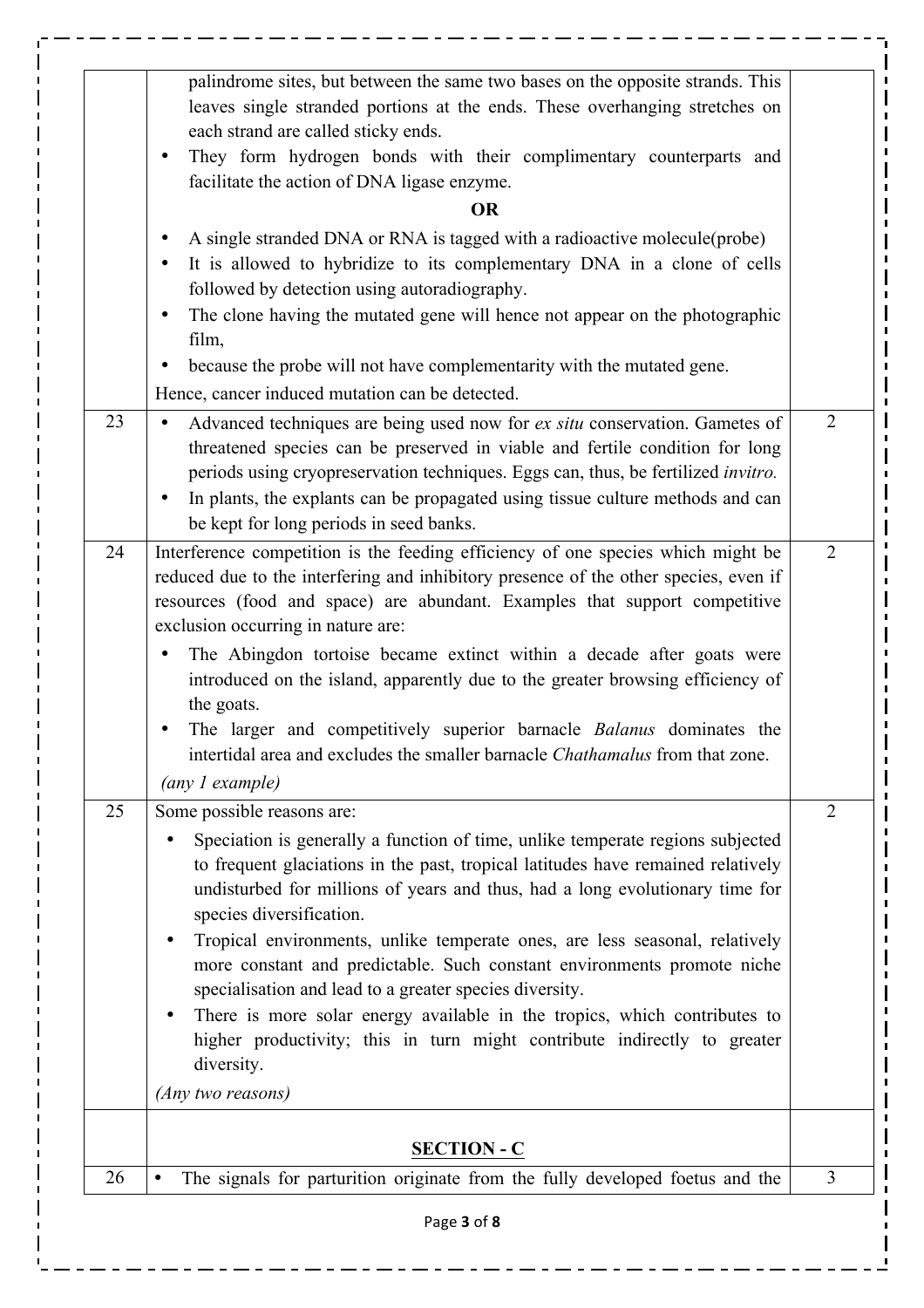| | | |
|---|---|---|
| | palindrome sites, but between the same two bases on the opposite strands. This leaves single stranded portions at the ends. These overhanging stretches on each strand are called sticky ends.<br>• They form hydrogen bonds with their complimentary counterparts and facilitate the action of DNA ligase enzyme.<br>**OR**<br>• A single stranded DNA or RNA is tagged with a radioactive molecule(probe)<br>• It is allowed to hybridize to its complementary DNA in a clone of cells followed by detection using autoradiography.<br>• The clone having the mutated gene will hence not appear on the photographic film,<br>• because the probe will not have complementarity with the mutated gene.<br>Hence, cancer induced mutation can be detected. | |
| 23 | • Advanced techniques are being used now for *ex situ* conservation. Gametes of threatened species can be preserved in viable and fertile condition for long periods using cryopreservation techniques. Eggs can, thus, be fertilized *invitro.*<br>• In plants, the explants can be propagated using tissue culture methods and can be kept for long periods in seed banks. | 2 |
| 24 | Interference competition is the feeding efficiency of one species which might be reduced due to the interfering and inhibitory presence of the other species, even if resources (food and space) are abundant. Examples that support competitive exclusion occurring in nature are:<br>• The Abingdon tortoise became extinct within a decade after goats were introduced on the island, apparently due to the greater browsing efficiency of the goats.<br>• The larger and competitively superior barnacle *Balanus* dominates the intertidal area and excludes the smaller barnacle *Chathamalus* from that zone.<br>*(any 1 example)* | 2 |
| 25 | Some possible reasons are:<br>• Speciation is generally a function of time, unlike temperate regions subjected to frequent glaciations in the past, tropical latitudes have remained relatively undisturbed for millions of years and thus, had a long evolutionary time for species diversification.<br>• Tropical environments, unlike temperate ones, are less seasonal, relatively more constant and predictable. Such constant environments promote niche specialisation and lead to a greater species diversity.<br>• There is more solar energy available in the tropics, which contributes to higher productivity; this in turn might contribute indirectly to greater diversity.<br>*(Any two reasons)* | 2 |
| | **SECTION - C** | |
| 26 | • The signals for parturition originate from the fully developed foetus and the | 3 |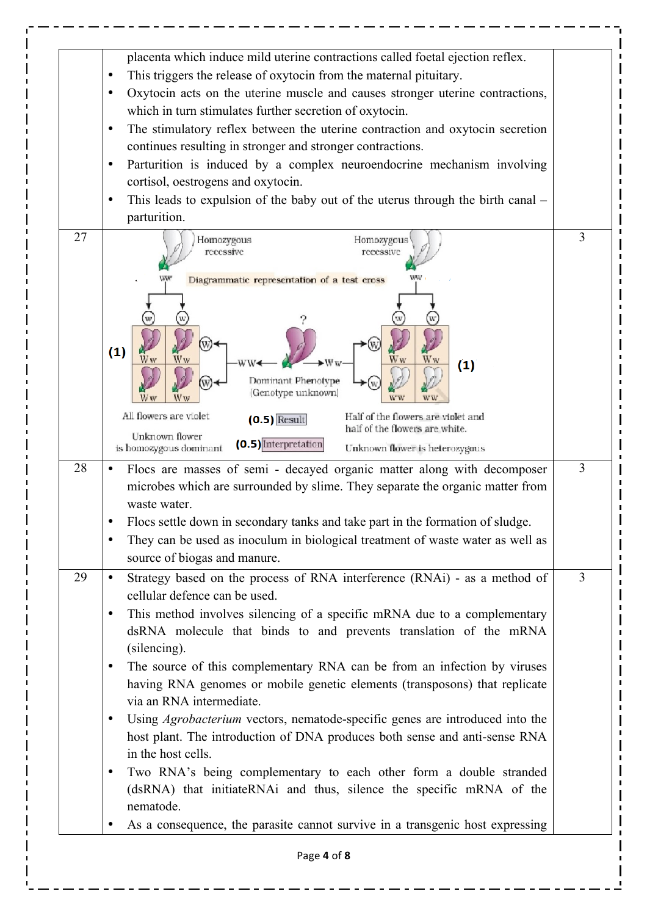| | | |
|---|---|---|
| | placenta which induce mild uterine contractions called foetal ejection reflex.<br>• This triggers the release of oxytocin from the maternal pituitary.<br>• Oxytocin acts on the uterine muscle and causes stronger uterine contractions, which in turn stimulates further secretion of oxytocin.<br>• The stimulatory reflex between the uterine contraction and oxytocin secretion continues resulting in stronger and stronger contractions.<br>• Parturition is induced by a complex neuroendocrine mechanism involving cortisol, oestrogens and oxytocin.<br>• This leads to expulsion of the baby out of the uterus through the birth canal – parturition. | |
| 27 | Diagrammatic representation of a test cross<br>Homozygous recessive ww × WW (Dominant Phenotype (Genotype unknown) ?) → Ww, Ww, Ww, Ww (1) — All flowers are violet — Unknown flower is homozygous dominant<br>Homozygous recessive ww × Ww → Ww, Ww, ww, ww (1) — Half of the flowers are violet and half of the flowers are white. — Unknown flower is heterozygous<br>(0.5) Result<br>(0.5) Interpretation | 3 |
| 28 | • Flocs are masses of semi - decayed organic matter along with decomposer microbes which are surrounded by slime. They separate the organic matter from waste water.<br>• Flocs settle down in secondary tanks and take part in the formation of sludge.<br>• They can be used as inoculum in biological treatment of waste water as well as source of biogas and manure. | 3 |
| 29 | • Strategy based on the process of RNA interference (RNAi) - as a method of cellular defence can be used.<br>• This method involves silencing of a specific mRNA due to a complementary dsRNA molecule that binds to and prevents translation of the mRNA (silencing).<br>• The source of this complementary RNA can be from an infection by viruses having RNA genomes or mobile genetic elements (transposons) that replicate via an RNA intermediate.<br>• Using *Agrobacterium* vectors, nematode-specific genes are introduced into the host plant. The introduction of DNA produces both sense and anti-sense RNA in the host cells.<br>• Two RNA's being complementary to each other form a double stranded (dsRNA) that initiateRNAi and thus, silence the specific mRNA of the nematode.<br>• As a consequence, the parasite cannot survive in a transgenic host expressing | 3 |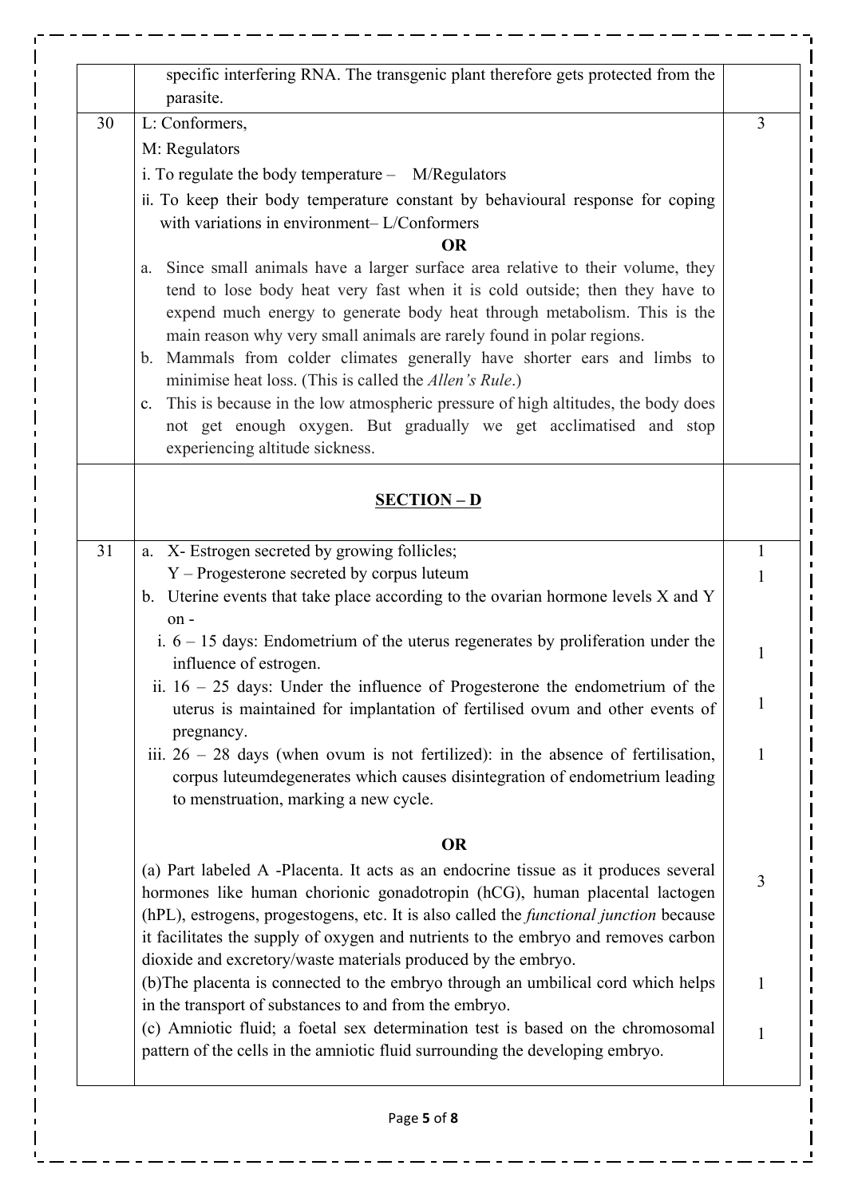| | | |
|---|---|---|
| | specific interfering RNA. The transgenic plant therefore gets protected from the parasite. | |
| 30 | L: Conformers,<br>M: Regulators<br>i. To regulate the body temperature – M/Regulators<br>ii. To keep their body temperature constant by behavioural response for coping with variations in environment– L/Conformers<br>**OR**<br>a. Since small animals have a larger surface area relative to their volume, they tend to lose body heat very fast when it is cold outside; then they have to expend much energy to generate body heat through metabolism. This is the main reason why very small animals are rarely found in polar regions.<br>b. Mammals from colder climates generally have shorter ears and limbs to minimise heat loss. (This is called the *Allen's Rule*.)<br>c. This is because in the low atmospheric pressure of high altitudes, the body does not get enough oxygen. But gradually we get acclimatised and stop experiencing altitude sickness. | 3 |
| | **SECTION – D** | |
| 31 | a. X- Estrogen secreted by growing follicles;<br>Y – Progesterone secreted by corpus luteum<br>b. Uterine events that take place according to the ovarian hormone levels X and Y on -<br>i. 6 – 15 days: Endometrium of the uterus regenerates by proliferation under the influence of estrogen.<br>ii. 16 – 25 days: Under the influence of Progesterone the endometrium of the uterus is maintained for implantation of fertilised ovum and other events of pregnancy.<br>iii. 26 – 28 days (when ovum is not fertilized): in the absence of fertilisation, corpus luteumdegenerates which causes disintegration of endometrium leading to menstruation, marking a new cycle.<br>**OR**<br>(a) Part labeled A -Placenta. It acts as an endocrine tissue as it produces several hormones like human chorionic gonadotropin (hCG), human placental lactogen (hPL), estrogens, progestogens, etc. It is also called the *functional junction* because it facilitates the supply of oxygen and nutrients to the embryo and removes carbon dioxide and excretory/waste materials produced by the embryo.<br>(b)The placenta is connected to the embryo through an umbilical cord which helps in the transport of substances to and from the embryo.<br>(c) Amniotic fluid; a foetal sex determination test is based on the chromosomal pattern of the cells in the amniotic fluid surrounding the developing embryo. | 1<br>1<br><br>1<br><br>1<br><br>1<br><br>3<br><br>1<br><br>1 |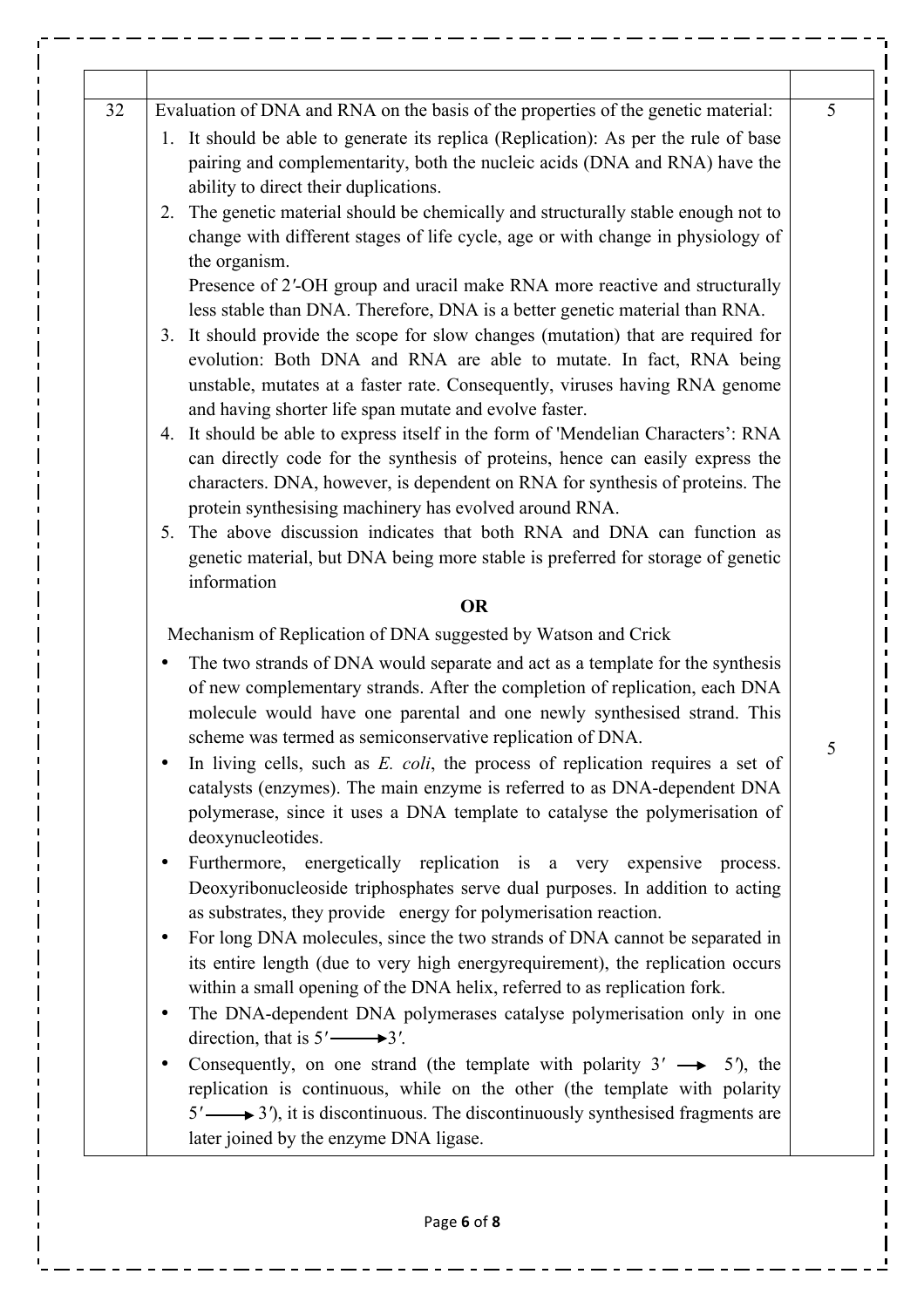| | | |
|---|---|---|
| 32 | Evaluation of DNA and RNA on the basis of the properties of the genetic material:<br>1. It should be able to generate its replica (Replication): As per the rule of base pairing and complementarity, both the nucleic acids (DNA and RNA) have the ability to direct their duplications.<br>2. The genetic material should be chemically and structurally stable enough not to change with different stages of life cycle, age or with change in physiology of the organism.<br>Presence of 2′-OH group and uracil make RNA more reactive and structurally less stable than DNA. Therefore, DNA is a better genetic material than RNA.<br>3. It should provide the scope for slow changes (mutation) that are required for evolution: Both DNA and RNA are able to mutate. In fact, RNA being unstable, mutates at a faster rate. Consequently, viruses having RNA genome and having shorter life span mutate and evolve faster.<br>4. It should be able to express itself in the form of 'Mendelian Characters': RNA can directly code for the synthesis of proteins, hence can easily express the characters. DNA, however, is dependent on RNA for synthesis of proteins. The protein synthesising machinery has evolved around RNA.<br>5. The above discussion indicates that both RNA and DNA can function as genetic material, but DNA being more stable is preferred for storage of genetic information<br>**OR**<br>Mechanism of Replication of DNA suggested by Watson and Crick<br>• The two strands of DNA would separate and act as a template for the synthesis of new complementary strands. After the completion of replication, each DNA molecule would have one parental and one newly synthesised strand. This scheme was termed as semiconservative replication of DNA.<br>• In living cells, such as *E. coli*, the process of replication requires a set of catalysts (enzymes). The main enzyme is referred to as DNA-dependent DNA polymerase, since it uses a DNA template to catalyse the polymerisation of deoxynucleotides.<br>• Furthermore, energetically replication is a very expensive process. Deoxyribonucleoside triphosphates serve dual purposes. In addition to acting as substrates, they provide energy for polymerisation reaction.<br>• For long DNA molecules, since the two strands of DNA cannot be separated in its entire length (due to very high energyrequirement), the replication occurs within a small opening of the DNA helix, referred to as replication fork.<br>• The DNA-dependent DNA polymerases catalyse polymerisation only in one direction, that is $5' \longrightarrow 3'$.<br>• Consequently, on one strand (the template with polarity $3' \rightarrow 5'$), the replication is continuous, while on the other (the template with polarity $5' \longrightarrow 3'$), it is discontinuous. The discontinuously synthesised fragments are later joined by the enzyme DNA ligase. | 5<br><br>5 |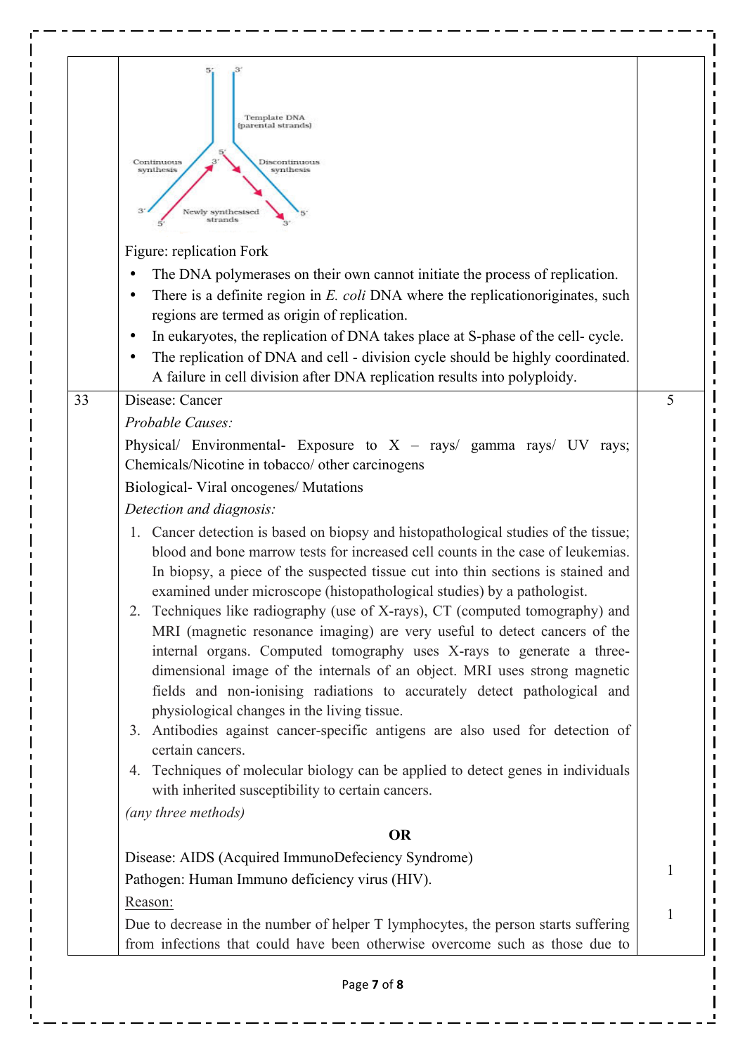| | | |
|---|---|---|
| | Template DNA (parental strands)<br>Continuous synthesis<br>Discontinuous synthesis<br>Newly synthesised strands<br>Figure: replication Fork<br>• The DNA polymerases on their own cannot initiate the process of replication.<br>• There is a definite region in *E. coli* DNA where the replicationoriginates, such regions are termed as origin of replication.<br>• In eukaryotes, the replication of DNA takes place at S-phase of the cell- cycle.<br>• The replication of DNA and cell - division cycle should be highly coordinated. A failure in cell division after DNA replication results into polyploidy. | |
| 33 | Disease: Cancer<br>*Probable Causes:*<br>Physical/ Environmental- Exposure to X – rays/ gamma rays/ UV rays; Chemicals/Nicotine in tobacco/ other carcinogens<br>Biological- Viral oncogenes/ Mutations<br>*Detection and diagnosis:*<br>1. Cancer detection is based on biopsy and histopathological studies of the tissue; blood and bone marrow tests for increased cell counts in the case of leukemias. In biopsy, a piece of the suspected tissue cut into thin sections is stained and examined under microscope (histopathological studies) by a pathologist.<br>2. Techniques like radiography (use of X-rays), CT (computed tomography) and MRI (magnetic resonance imaging) are very useful to detect cancers of the internal organs. Computed tomography uses X-rays to generate a three-dimensional image of the internals of an object. MRI uses strong magnetic fields and non-ionising radiations to accurately detect pathological and physiological changes in the living tissue.<br>3. Antibodies against cancer-specific antigens are also used for detection of certain cancers.<br>4. Techniques of molecular biology can be applied to detect genes in individuals with inherited susceptibility to certain cancers.<br>*(any three methods)* | 5 |
| | **OR**<br>Disease: AIDS (Acquired ImmunoDefeciency Syndrome)<br>Pathogen: Human Immuno deficiency virus (HIV).<br>Reason:<br>Due to decrease in the number of helper T lymphocytes, the person starts suffering from infections that could have been otherwise overcome such as those due to | 1<br><br>1 |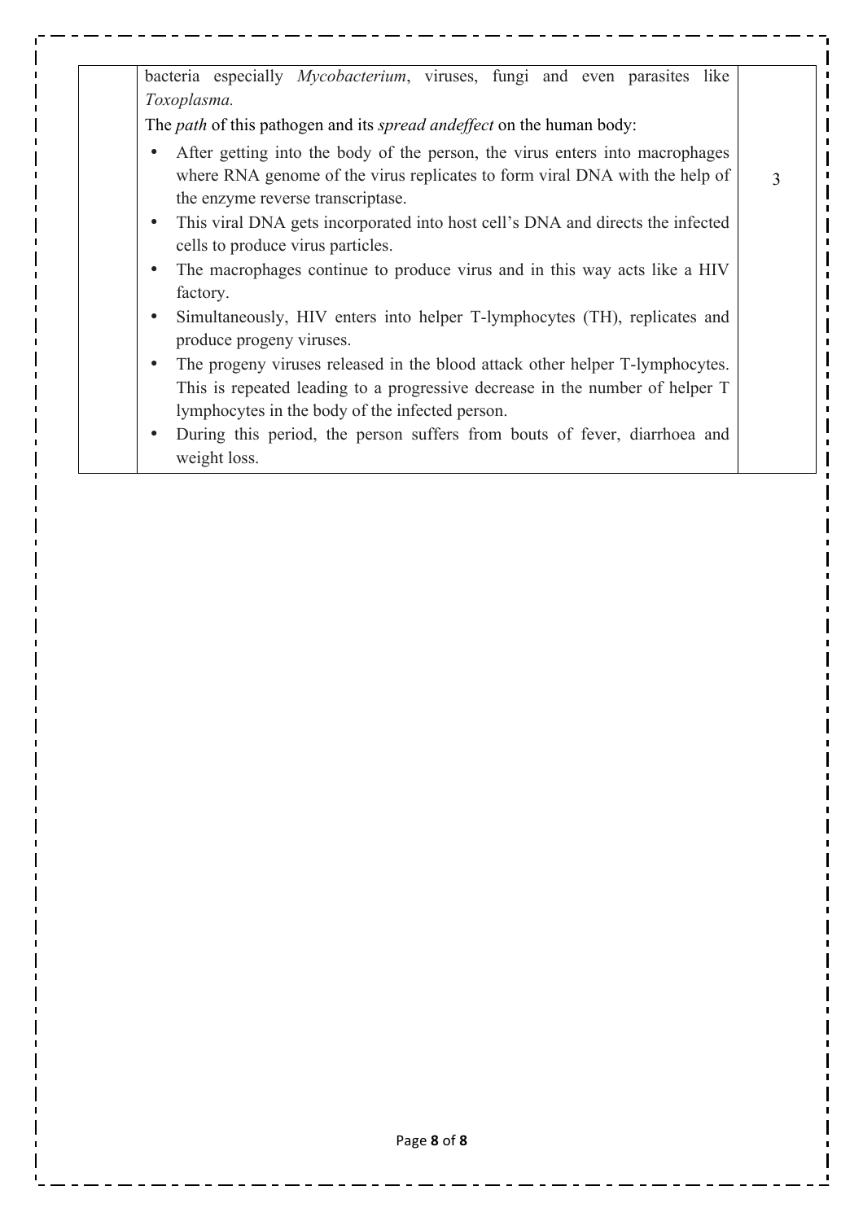| | | |
|---|---|---|
| | bacteria especially *Mycobacterium*, viruses, fungi and even parasites like *Toxoplasma.*<br><br>The *path* of this pathogen and its *spread andeffect* on the human body:<br><br>• After getting into the body of the person, the virus enters into macrophages where RNA genome of the virus replicates to form viral DNA with the help of the enzyme reverse transcriptase.<br>• This viral DNA gets incorporated into host cell's DNA and directs the infected cells to produce virus particles.<br>• The macrophages continue to produce virus and in this way acts like a HIV factory.<br>• Simultaneously, HIV enters into helper T-lymphocytes (TH), replicates and produce progeny viruses.<br>• The progeny viruses released in the blood attack other helper T-lymphocytes. This is repeated leading to a progressive decrease in the number of helper T lymphocytes in the body of the infected person.<br>• During this period, the person suffers from bouts of fever, diarrhoea and weight loss. | 3 |